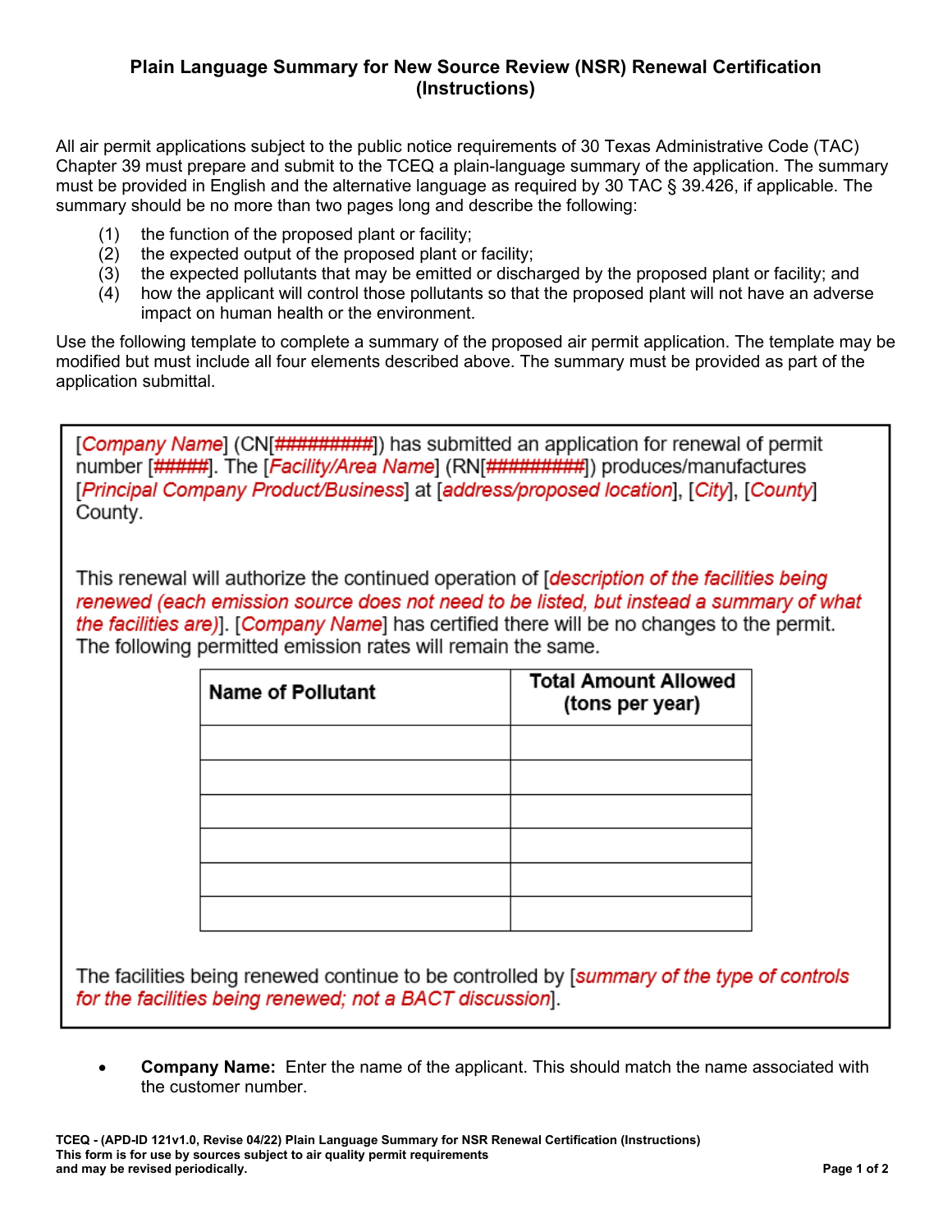# Plain Language Summary for New Source Review (NSR) Renewal Certification (Instructions)

All air permit applications subject to the public notice requirements of 30 Texas Administrative Code (TAC) Chapter 39 must prepare and submit to the TCEQ a plain-language summary of the application. The summary must be provided in English and the alternative language as required by 30 TAC § 39.426, if applicable. The summary should be no more than two pages long and describe the following:

(1) the function of the proposed plant or facility;
(2) the expected output of the proposed plant or facility;
(3) the expected pollutants that may be emitted or discharged by the proposed plant or facility; and
(4) how the applicant will control those pollutants so that the proposed plant will not have an adverse impact on human health or the environment.

Use the following template to complete a summary of the proposed air permit application. The template may be modified but must include all four elements described above. The summary must be provided as part of the application submittal.

---

[*Company Name*] (CN[*#########*]) has submitted an application for renewal of permit number [*#####*]. The [*Facility/Area Name*] (RN[*#########*]) produces/manufactures [*Principal Company Product/Business*] at [*address/proposed location*], [*City*], [*County*] County.

This renewal will authorize the continued operation of [*description of the facilities being renewed (each emission source does not need to be listed, but instead a summary of what the facilities are)*]. [*Company Name*] has certified there will be no changes to the permit. The following permitted emission rates will remain the same.

| Name of Pollutant | Total Amount Allowed (tons per year) |
|---|---|
| | |
| | |
| | |
| | |
| | |
| | |

The facilities being renewed continue to be controlled by [*summary of the type of controls for the facilities being renewed; not a BACT discussion*].

---

- **Company Name:** Enter the name of the applicant. This should match the name associated with the customer number.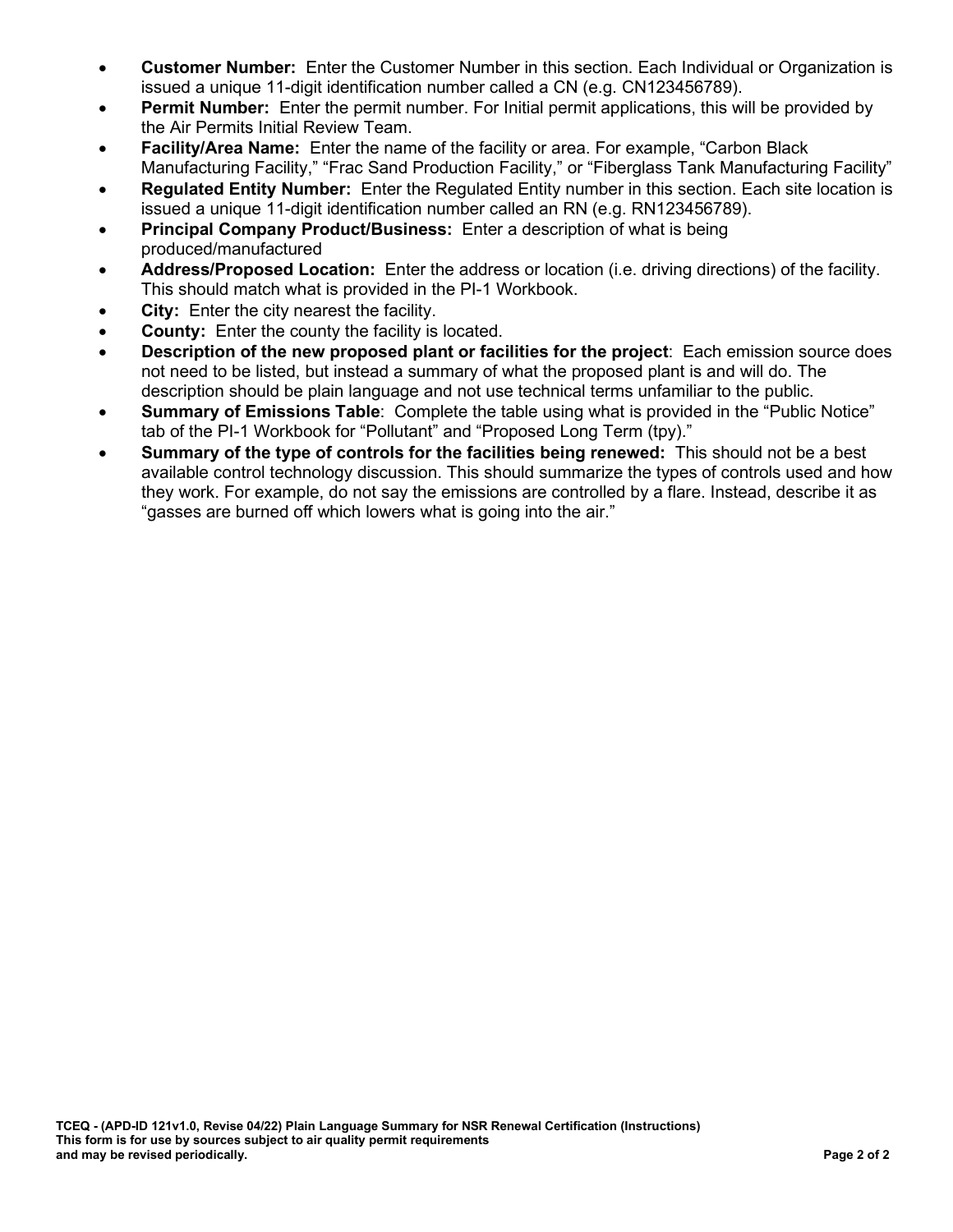- **Customer Number:** Enter the Customer Number in this section. Each Individual or Organization is issued a unique 11-digit identification number called a CN (e.g. CN123456789).
- **Permit Number:** Enter the permit number. For Initial permit applications, this will be provided by the Air Permits Initial Review Team.
- **Facility/Area Name:** Enter the name of the facility or area. For example, "Carbon Black Manufacturing Facility," "Frac Sand Production Facility," or "Fiberglass Tank Manufacturing Facility"
- **Regulated Entity Number:** Enter the Regulated Entity number in this section. Each site location is issued a unique 11-digit identification number called an RN (e.g. RN123456789).
- **Principal Company Product/Business:** Enter a description of what is being produced/manufactured
- **Address/Proposed Location:** Enter the address or location (i.e. driving directions) of the facility. This should match what is provided in the PI-1 Workbook.
- **City:** Enter the city nearest the facility.
- **County:** Enter the county the facility is located.
- **Description of the new proposed plant or facilities for the project**: Each emission source does not need to be listed, but instead a summary of what the proposed plant is and will do. The description should be plain language and not use technical terms unfamiliar to the public.
- **Summary of Emissions Table**: Complete the table using what is provided in the "Public Notice" tab of the PI-1 Workbook for "Pollutant" and "Proposed Long Term (tpy)."
- **Summary of the type of controls for the facilities being renewed:** This should not be a best available control technology discussion. This should summarize the types of controls used and how they work. For example, do not say the emissions are controlled by a flare. Instead, describe it as "gasses are burned off which lowers what is going into the air."

**TCEQ - (APD-ID 121v1.0, Revise 04/22) Plain Language Summary for NSR Renewal Certification (Instructions)**
**This form is for use by sources subject to air quality permit requirements and may be revised periodically.**